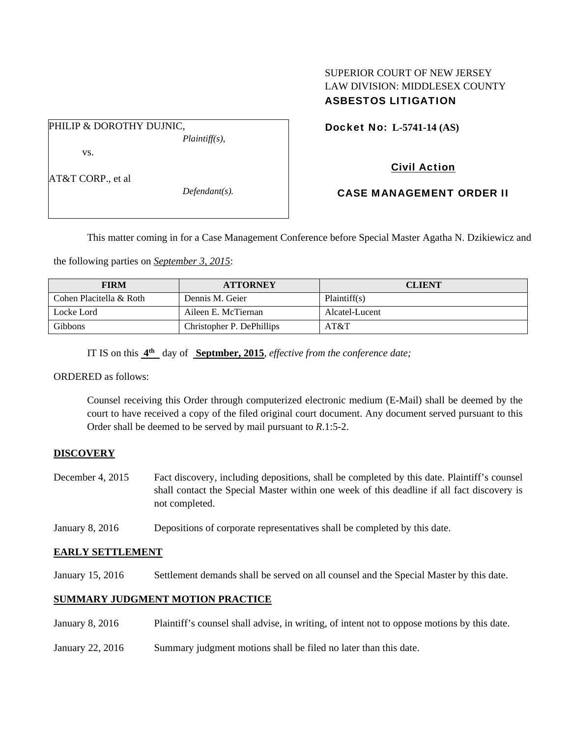SUPERIOR COURT OF NEW JERSEY
LAW DIVISION: MIDDLESEX COUNTY
**ASBESTOS LITIGATION**

PHILIP & DOROTHY DUJNIC,
*Plaintiff(s),*

vs.

AT&T CORP., et al
*Defendant(s).*

**Docket No: L-5741-14 (AS)**

**Civil Action**

**CASE MANAGEMENT ORDER II**

This matter coming in for a Case Management Conference before Special Master Agatha N. Dzikiewicz and the following parties on ***September 3, 2015***:

| FIRM | ATTORNEY | CLIENT |
| --- | --- | --- |
| Cohen Placitella & Roth | Dennis M. Geier | Plaintiff(s) |
| Locke Lord | Aileen E. McTiernan | Alcatel-Lucent |
| Gibbons | Christopher P. DePhillips | AT&T |

IT IS on this **4th** day of **Septmber, 2015**, *effective from the conference date;*

ORDERED as follows:

Counsel receiving this Order through computerized electronic medium (E-Mail) shall be deemed by the court to have received a copy of the filed original court document. Any document served pursuant to this Order shall be deemed to be served by mail pursuant to *R*.1:5-2.

**DISCOVERY**

December 4, 2015 — Fact discovery, including depositions, shall be completed by this date. Plaintiff's counsel shall contact the Special Master within one week of this deadline if all fact discovery is not completed.

January 8, 2016 — Depositions of corporate representatives shall be completed by this date.

**EARLY SETTLEMENT**

January 15, 2016 — Settlement demands shall be served on all counsel and the Special Master by this date.

**SUMMARY JUDGMENT MOTION PRACTICE**

January 8, 2016 — Plaintiff's counsel shall advise, in writing, of intent not to oppose motions by this date.

January 22, 2016 — Summary judgment motions shall be filed no later than this date.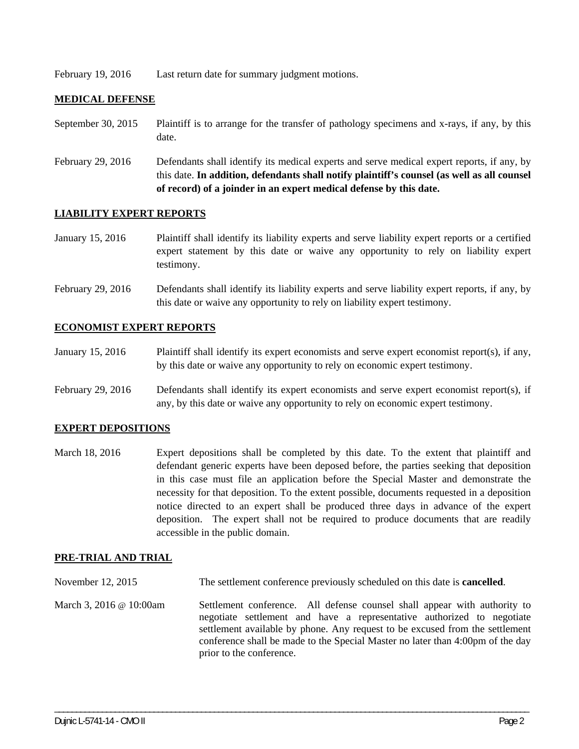February 19, 2016 Last return date for summary judgment motions.

## MEDICAL DEFENSE

September 30, 2015 Plaintiff is to arrange for the transfer of pathology specimens and x-rays, if any, by this date.

February 29, 2016 Defendants shall identify its medical experts and serve medical expert reports, if any, by this date. **In addition, defendants shall notify plaintiff's counsel (as well as all counsel of record) of a joinder in an expert medical defense by this date.**

## LIABILITY EXPERT REPORTS

January 15, 2016 Plaintiff shall identify its liability experts and serve liability expert reports or a certified expert statement by this date or waive any opportunity to rely on liability expert testimony.

February 29, 2016 Defendants shall identify its liability experts and serve liability expert reports, if any, by this date or waive any opportunity to rely on liability expert testimony.

## ECONOMIST EXPERT REPORTS

January 15, 2016 Plaintiff shall identify its expert economists and serve expert economist report(s), if any, by this date or waive any opportunity to rely on economic expert testimony.

February 29, 2016 Defendants shall identify its expert economists and serve expert economist report(s), if any, by this date or waive any opportunity to rely on economic expert testimony.

## EXPERT DEPOSITIONS

March 18, 2016 Expert depositions shall be completed by this date. To the extent that plaintiff and defendant generic experts have been deposed before, the parties seeking that deposition in this case must file an application before the Special Master and demonstrate the necessity for that deposition. To the extent possible, documents requested in a deposition notice directed to an expert shall be produced three days in advance of the expert deposition. The expert shall not be required to produce documents that are readily accessible in the public domain.

## PRE-TRIAL AND TRIAL

November 12, 2015 The settlement conference previously scheduled on this date is **cancelled**.

March 3, 2016 @ 10:00am Settlement conference. All defense counsel shall appear with authority to negotiate settlement and have a representative authorized to negotiate settlement available by phone. Any request to be excused from the settlement conference shall be made to the Special Master no later than 4:00pm of the day prior to the conference.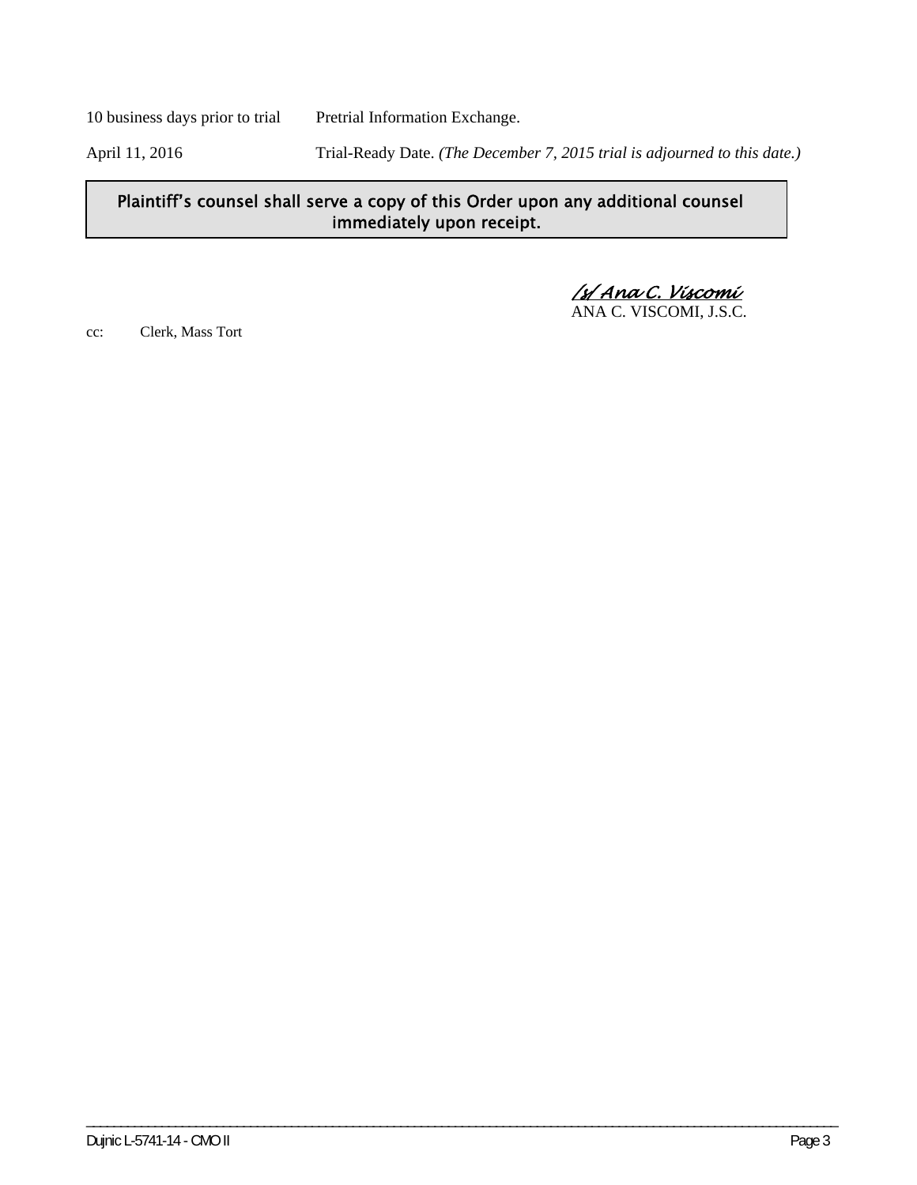| | |
|---|---|
| 10 business days prior to trial | Pretrial Information Exchange. |
| April 11, 2016 | Trial-Ready Date. *(The December 7, 2015 trial is adjourned to this date.)* |

**Plaintiff's counsel shall serve a copy of this Order upon any additional counsel immediately upon receipt.**

*/s/ Ana C. Viscomi*
ANA C. VISCOMI, J.S.C.

cc: Clerk, Mass Tort